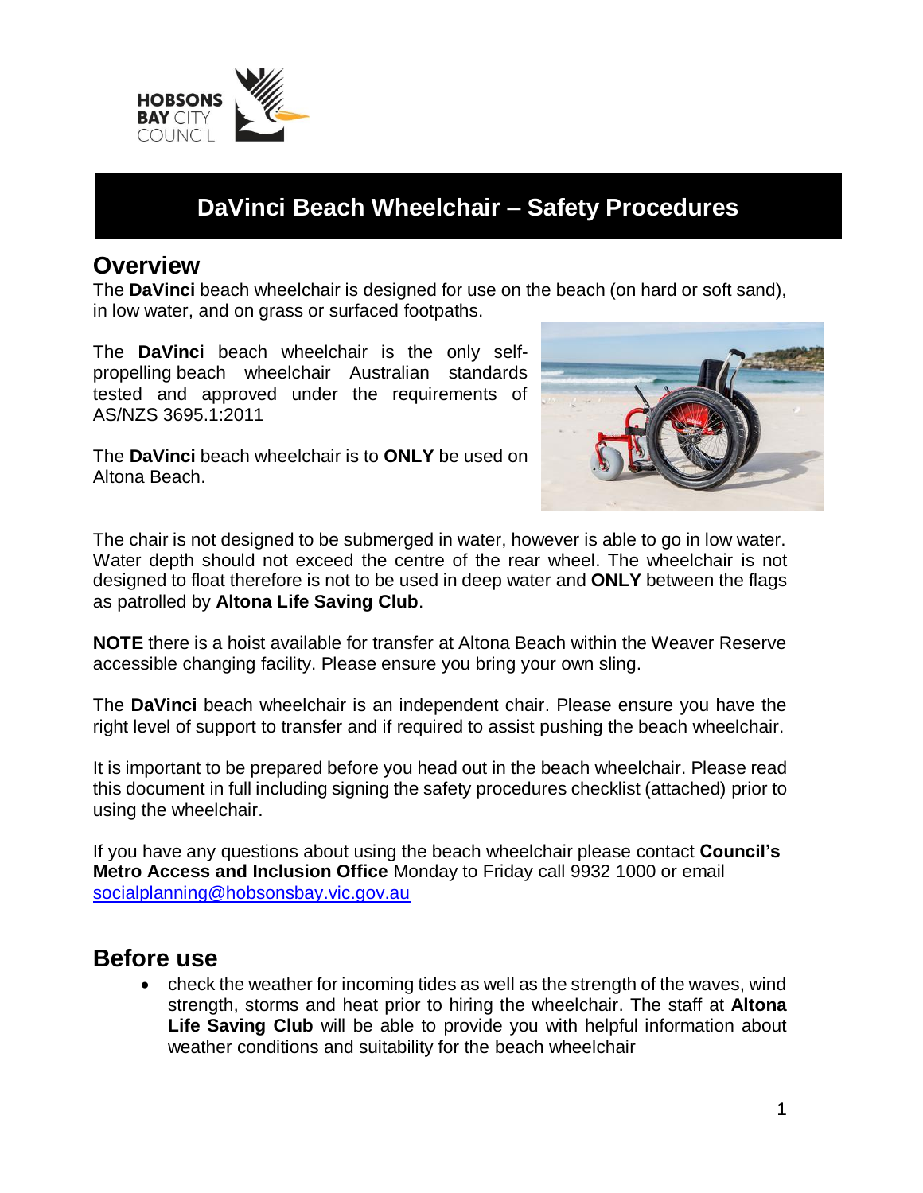# DaVinci Beach Wheelchair – Safety Procedures

## Overview

The **DaVinci** beach wheelchair is designed for use on the beach (on hard or soft sand), in low water, and on grass or surfaced footpaths.

The **DaVinci** beach wheelchair is the only self-propelling beach wheelchair Australian standards tested and approved under the requirements of AS/NZS 3695.1:2011

The **DaVinci** beach wheelchair is to **ONLY** be used on Altona Beach.

The chair is not designed to be submerged in water, however is able to go in low water. Water depth should not exceed the centre of the rear wheel. The wheelchair is not designed to float therefore is not to be used in deep water and **ONLY** between the flags as patrolled by **Altona Life Saving Club**.

**NOTE** there is a hoist available for transfer at Altona Beach within the Weaver Reserve accessible changing facility. Please ensure you bring your own sling.

The **DaVinci** beach wheelchair is an independent chair. Please ensure you have the right level of support to transfer and if required to assist pushing the beach wheelchair.

It is important to be prepared before you head out in the beach wheelchair. Please read this document in full including signing the safety procedures checklist (attached) prior to using the wheelchair.

If you have any questions about using the beach wheelchair please contact **Council's Metro Access and Inclusion Office** Monday to Friday call 9932 1000 or email socialplanning@hobsonsbay.vic.gov.au

## Before use

- check the weather for incoming tides as well as the strength of the waves, wind strength, storms and heat prior to hiring the wheelchair. The staff at **Altona Life Saving Club** will be able to provide you with helpful information about weather conditions and suitability for the beach wheelchair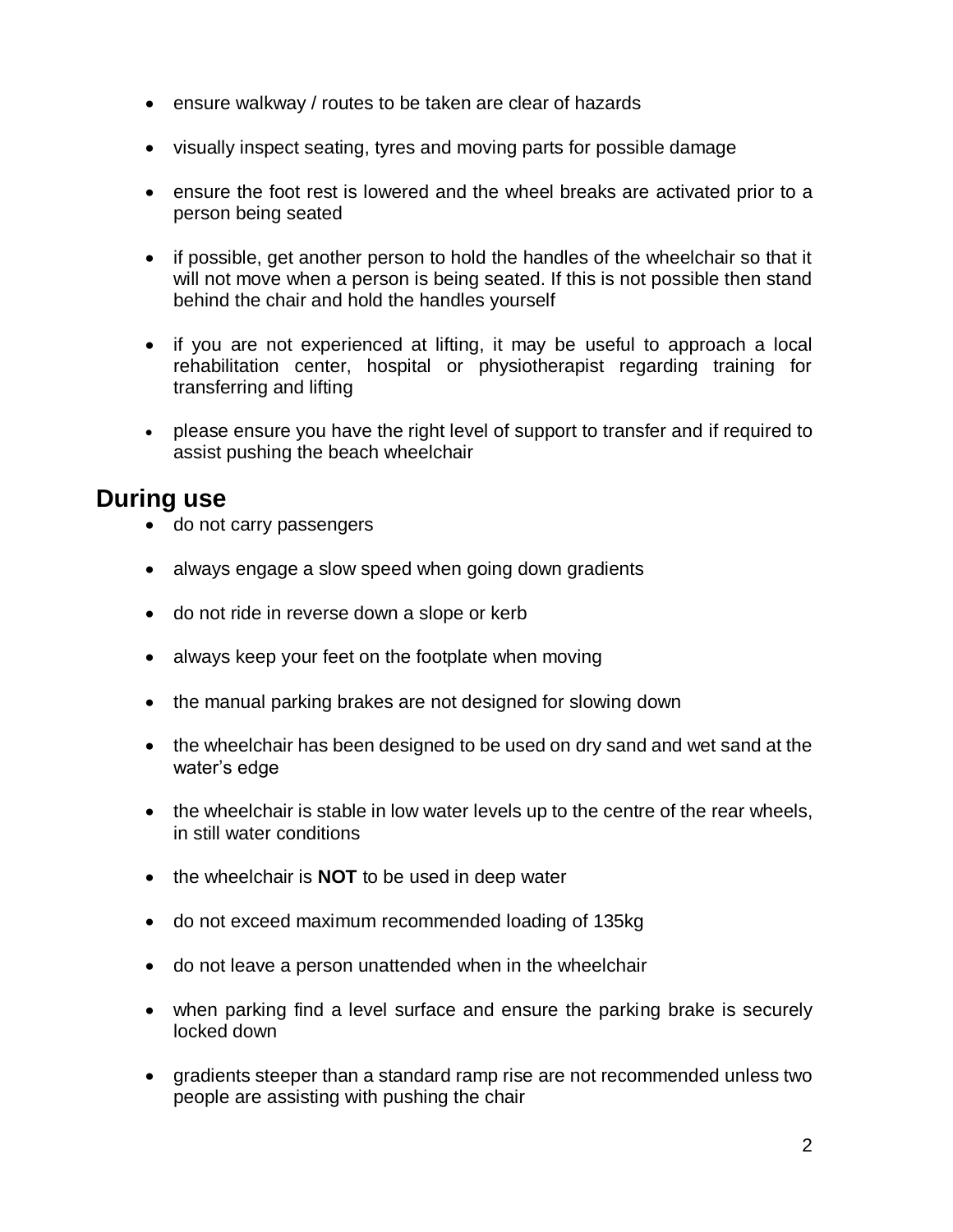- ensure walkway / routes to be taken are clear of hazards
- visually inspect seating, tyres and moving parts for possible damage
- ensure the foot rest is lowered and the wheel breaks are activated prior to a person being seated
- if possible, get another person to hold the handles of the wheelchair so that it will not move when a person is being seated. If this is not possible then stand behind the chair and hold the handles yourself
- if you are not experienced at lifting, it may be useful to approach a local rehabilitation center, hospital or physiotherapist regarding training for transferring and lifting
- please ensure you have the right level of support to transfer and if required to assist pushing the beach wheelchair

## During use

- do not carry passengers
- always engage a slow speed when going down gradients
- do not ride in reverse down a slope or kerb
- always keep your feet on the footplate when moving
- the manual parking brakes are not designed for slowing down
- the wheelchair has been designed to be used on dry sand and wet sand at the water's edge
- the wheelchair is stable in low water levels up to the centre of the rear wheels, in still water conditions
- the wheelchair is **NOT** to be used in deep water
- do not exceed maximum recommended loading of 135kg
- do not leave a person unattended when in the wheelchair
- when parking find a level surface and ensure the parking brake is securely locked down
- gradients steeper than a standard ramp rise are not recommended unless two people are assisting with pushing the chair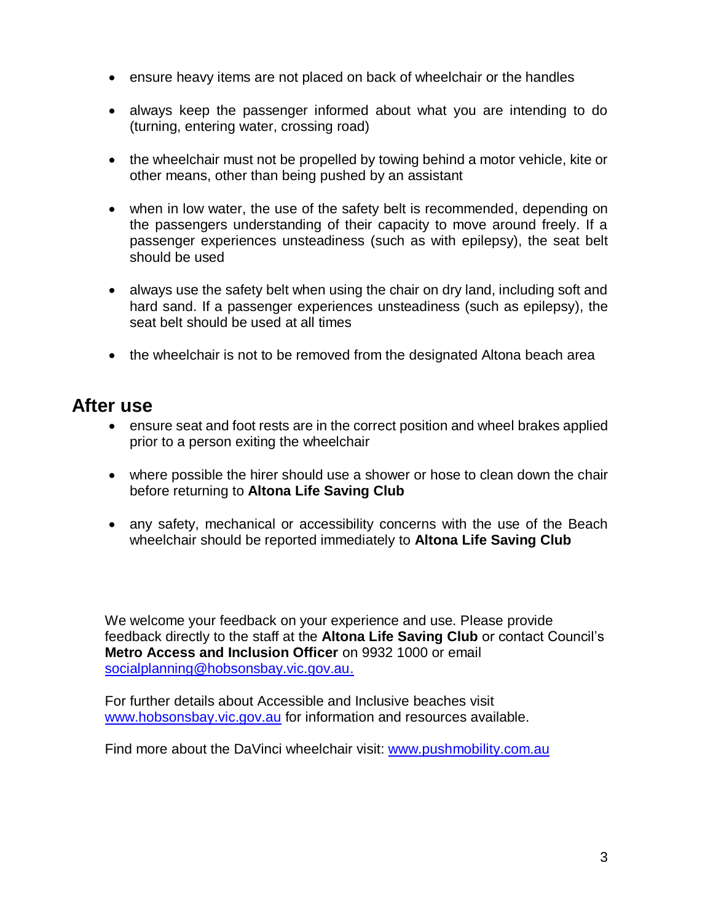- ensure heavy items are not placed on back of wheelchair or the handles

- always keep the passenger informed about what you are intending to do (turning, entering water, crossing road)

- the wheelchair must not be propelled by towing behind a motor vehicle, kite or other means, other than being pushed by an assistant

- when in low water, the use of the safety belt is recommended, depending on the passengers understanding of their capacity to move around freely. If a passenger experiences unsteadiness (such as with epilepsy), the seat belt should be used

- always use the safety belt when using the chair on dry land, including soft and hard sand. If a passenger experiences unsteadiness (such as epilepsy), the seat belt should be used at all times

- the wheelchair is not to be removed from the designated Altona beach area

## After use

- ensure seat and foot rests are in the correct position and wheel brakes applied prior to a person exiting the wheelchair

- where possible the hirer should use a shower or hose to clean down the chair before returning to **Altona Life Saving Club**

- any safety, mechanical or accessibility concerns with the use of the Beach wheelchair should be reported immediately to **Altona Life Saving Club**

We welcome your feedback on your experience and use. Please provide feedback directly to the staff at the **Altona Life Saving Club** or contact Council's **Metro Access and Inclusion Officer** on 9932 1000 or email socialplanning@hobsonsbay.vic.gov.au.

For further details about Accessible and Inclusive beaches visit www.hobsonsbay.vic.gov.au for information and resources available.

Find more about the DaVinci wheelchair visit: www.pushmobility.com.au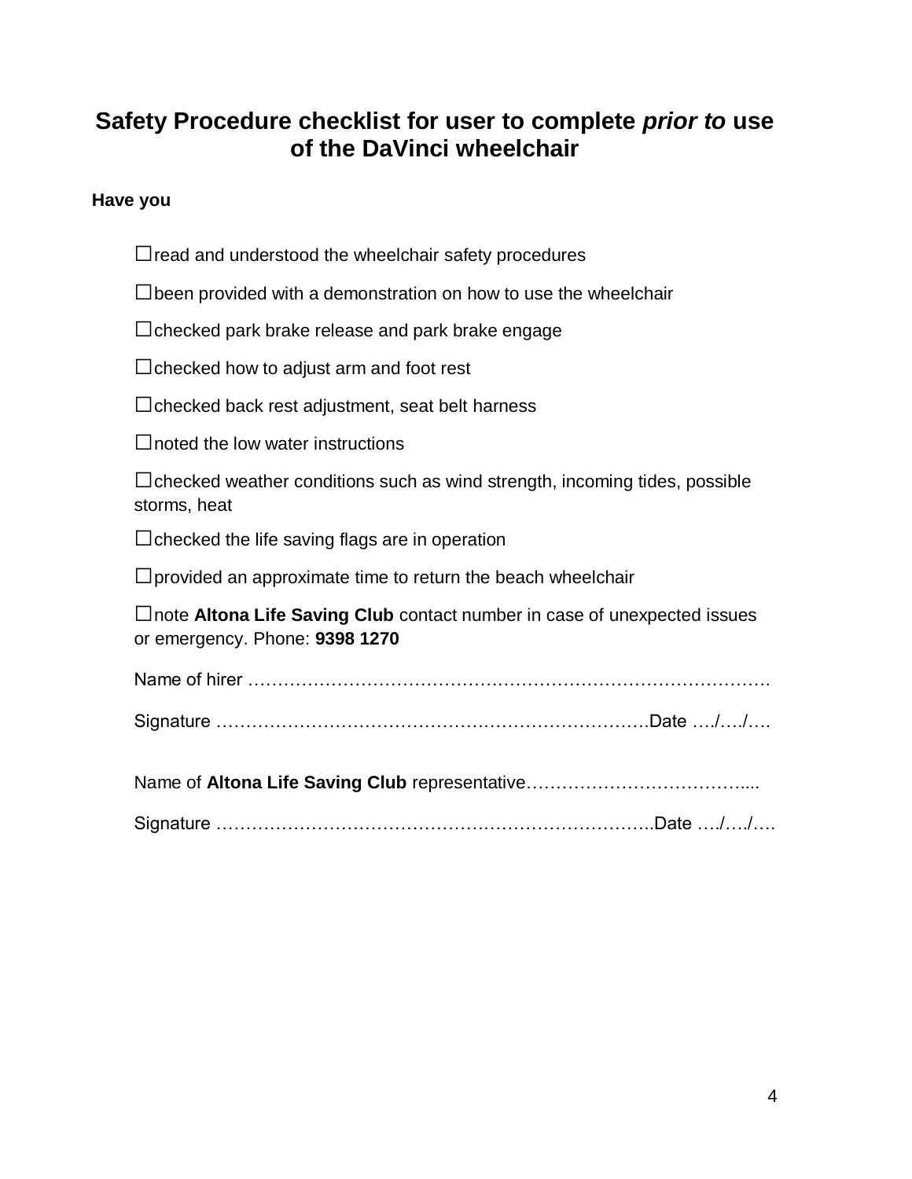## Safety Procedure checklist for user to complete *prior to* use of the DaVinci wheelchair

**Have you**

☐read and understood the wheelchair safety procedures

☐been provided with a demonstration on how to use the wheelchair

☐checked park brake release and park brake engage

☐checked how to adjust arm and foot rest

☐checked back rest adjustment, seat belt harness

☐noted the low water instructions

☐checked weather conditions such as wind strength, incoming tides, possible storms, heat

☐checked the life saving flags are in operation

☐provided an approximate time to return the beach wheelchair

☐note **Altona Life Saving Club** contact number in case of unexpected issues or emergency. Phone: **9398 1270**

Name of hirer ………………………………………………………………………….

Signature ……………………………………………………………….Date …./…./….

Name of **Altona Life Saving Club** representative……………………………….....

Signature ………………………………………………………………..Date …./…./….